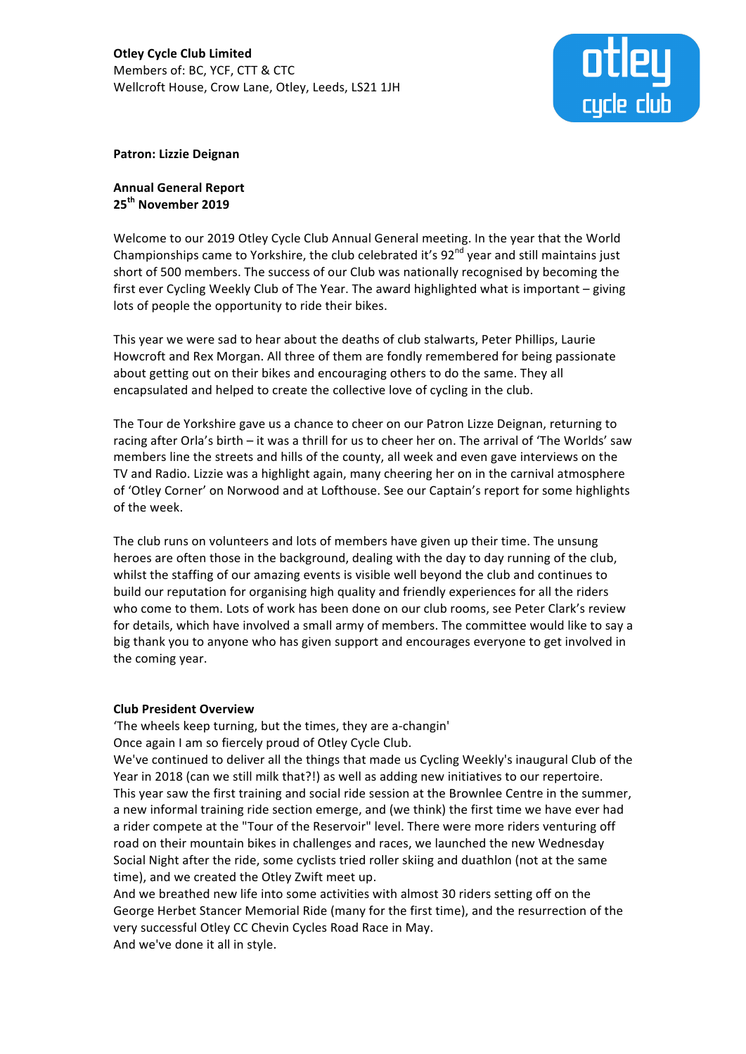**Otley Cycle Club Limited**
Members of: BC, YCF, CTT & CTC
Wellcroft House, Crow Lane, Otley, Leeds, LS21 1JH

**Patron: Lizzie Deignan**

**Annual General Report**
**25th November 2019**

Welcome to our 2019 Otley Cycle Club Annual General meeting. In the year that the World Championships came to Yorkshire, the club celebrated it's 92nd year and still maintains just short of 500 members. The success of our Club was nationally recognised by becoming the first ever Cycling Weekly Club of The Year. The award highlighted what is important – giving lots of people the opportunity to ride their bikes.

This year we were sad to hear about the deaths of club stalwarts, Peter Phillips, Laurie Howcroft and Rex Morgan. All three of them are fondly remembered for being passionate about getting out on their bikes and encouraging others to do the same. They all encapsulated and helped to create the collective love of cycling in the club.

The Tour de Yorkshire gave us a chance to cheer on our Patron Lizze Deignan, returning to racing after Orla's birth – it was a thrill for us to cheer her on. The arrival of 'The Worlds' saw members line the streets and hills of the county, all week and even gave interviews on the TV and Radio. Lizzie was a highlight again, many cheering her on in the carnival atmosphere of 'Otley Corner' on Norwood and at Lofthouse. See our Captain's report for some highlights of the week.

The club runs on volunteers and lots of members have given up their time. The unsung heroes are often those in the background, dealing with the day to day running of the club, whilst the staffing of our amazing events is visible well beyond the club and continues to build our reputation for organising high quality and friendly experiences for all the riders who come to them. Lots of work has been done on our club rooms, see Peter Clark's review for details, which have involved a small army of members. The committee would like to say a big thank you to anyone who has given support and encourages everyone to get involved in the coming year.

**Club President Overview**

'The wheels keep turning, but the times, they are a-changin'
Once again I am so fiercely proud of Otley Cycle Club.
We've continued to deliver all the things that made us Cycling Weekly's inaugural Club of the Year in 2018 (can we still milk that?!) as well as adding new initiatives to our repertoire.
This year saw the first training and social ride session at the Brownlee Centre in the summer, a new informal training ride section emerge, and (we think) the first time we have ever had a rider compete at the "Tour of the Reservoir" level. There were more riders venturing off road on their mountain bikes in challenges and races, we launched the new Wednesday Social Night after the ride, some cyclists tried roller skiing and duathlon (not at the same time), and we created the Otley Zwift meet up.
And we breathed new life into some activities with almost 30 riders setting off on the George Herbet Stancer Memorial Ride (many for the first time), and the resurrection of the very successful Otley CC Chevin Cycles Road Race in May.
And we've done it all in style.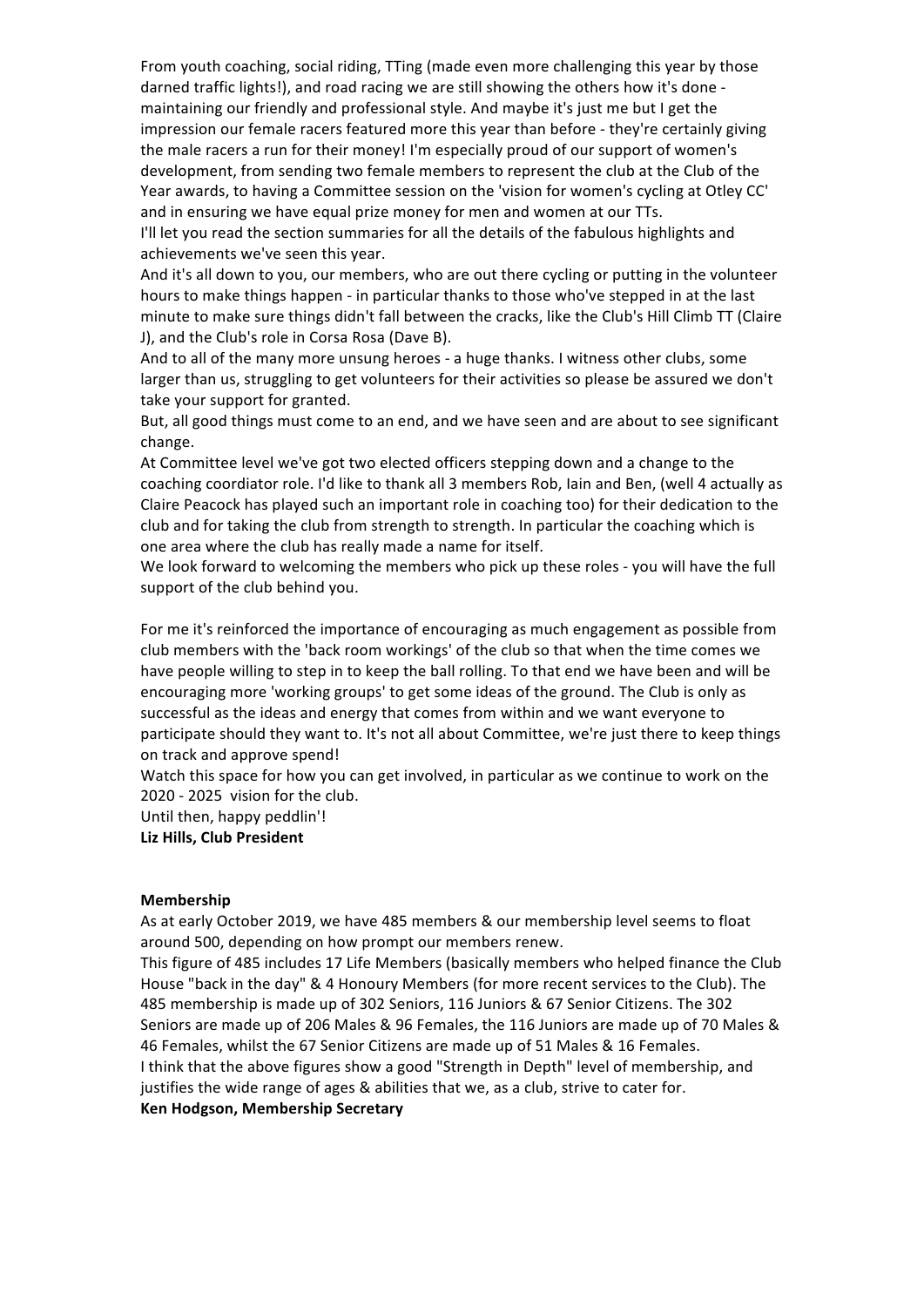From youth coaching, social riding, TTing (made even more challenging this year by those darned traffic lights!), and road racing we are still showing the others how it's done - maintaining our friendly and professional style. And maybe it's just me but I get the impression our female racers featured more this year than before - they're certainly giving the male racers a run for their money! I'm especially proud of our support of women's development, from sending two female members to represent the club at the Club of the Year awards, to having a Committee session on the 'vision for women's cycling at Otley CC' and in ensuring we have equal prize money for men and women at our TTs.

I'll let you read the section summaries for all the details of the fabulous highlights and achievements we've seen this year.

And it's all down to you, our members, who are out there cycling or putting in the volunteer hours to make things happen - in particular thanks to those who've stepped in at the last minute to make sure things didn't fall between the cracks, like the Club's Hill Climb TT (Claire J), and the Club's role in Corsa Rosa (Dave B).

And to all of the many more unsung heroes - a huge thanks. I witness other clubs, some larger than us, struggling to get volunteers for their activities so please be assured we don't take your support for granted.

But, all good things must come to an end, and we have seen and are about to see significant change.

At Committee level we've got two elected officers stepping down and a change to the coaching coordiator role. I'd like to thank all 3 members Rob, Iain and Ben, (well 4 actually as Claire Peacock has played such an important role in coaching too) for their dedication to the club and for taking the club from strength to strength. In particular the coaching which is one area where the club has really made a name for itself.

We look forward to welcoming the members who pick up these roles - you will have the full support of the club behind you.

For me it's reinforced the importance of encouraging as much engagement as possible from club members with the 'back room workings' of the club so that when the time comes we have people willing to step in to keep the ball rolling. To that end we have been and will be encouraging more 'working groups' to get some ideas of the ground. The Club is only as successful as the ideas and energy that comes from within and we want everyone to participate should they want to. It's not all about Committee, we're just there to keep things on track and approve spend!

Watch this space for how you can get involved, in particular as we continue to work on the 2020 - 2025 vision for the club.

Until then, happy peddlin'!

**Liz Hills, Club President**

**Membership**

As at early October 2019, we have 485 members & our membership level seems to float around 500, depending on how prompt our members renew.

This figure of 485 includes 17 Life Members (basically members who helped finance the Club House "back in the day" & 4 Honoury Members (for more recent services to the Club). The 485 membership is made up of 302 Seniors, 116 Juniors & 67 Senior Citizens. The 302 Seniors are made up of 206 Males & 96 Females, the 116 Juniors are made up of 70 Males & 46 Females, whilst the 67 Senior Citizens are made up of 51 Males & 16 Females.

I think that the above figures show a good "Strength in Depth" level of membership, and justifies the wide range of ages & abilities that we, as a club, strive to cater for.

**Ken Hodgson, Membership Secretary**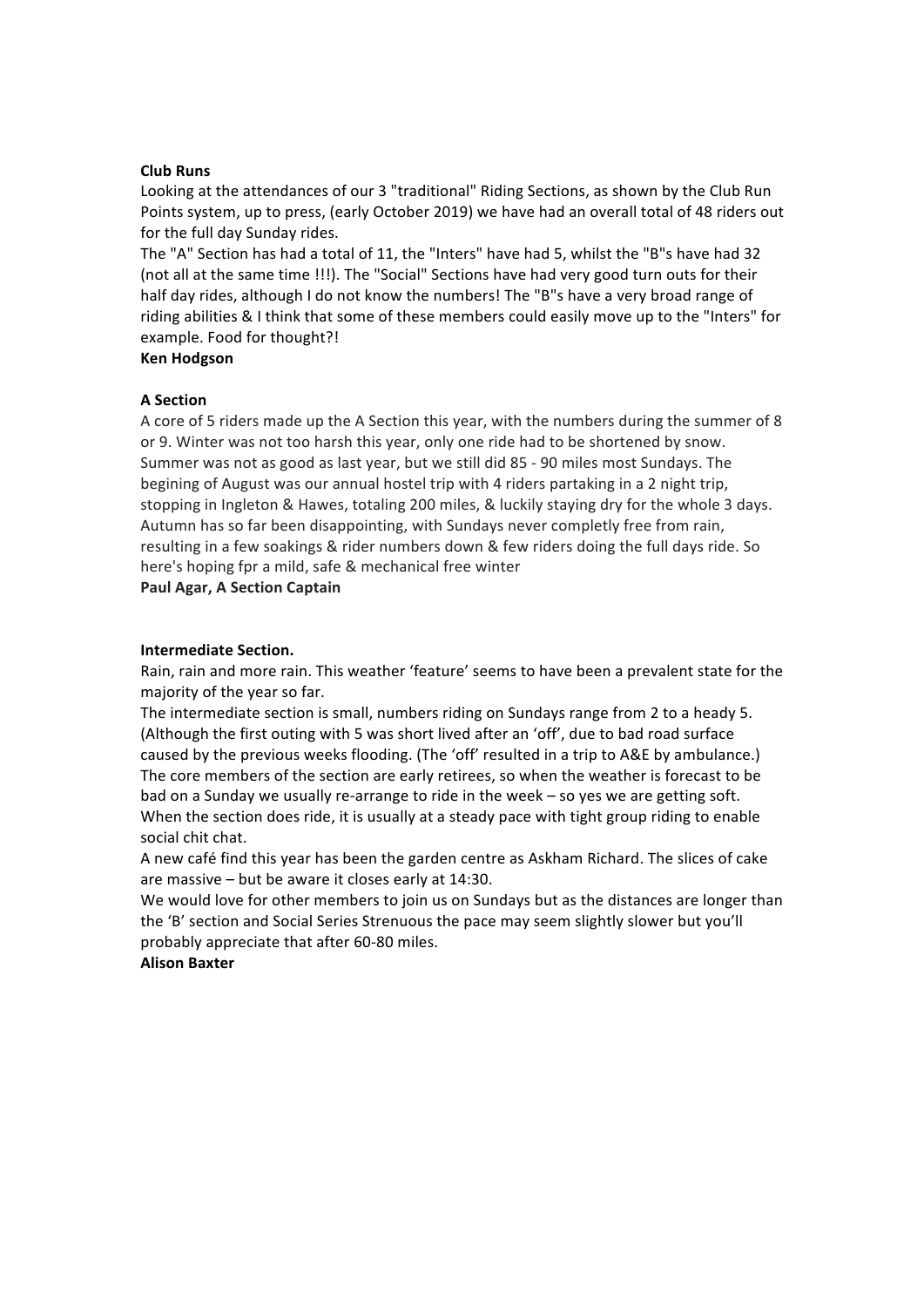**Club Runs**

Looking at the attendances of our 3 "traditional" Riding Sections, as shown by the Club Run Points system, up to press, (early October 2019) we have had an overall total of 48 riders out for the full day Sunday rides.

The "A" Section has had a total of 11, the "Inters" have had 5, whilst the "B"s have had 32 (not all at the same time !!!). The "Social" Sections have had very good turn outs for their half day rides, although I do not know the numbers! The "B"s have a very broad range of riding abilities & I think that some of these members could easily move up to the "Inters" for example. Food for thought?!

**Ken Hodgson**

**A Section**

A core of 5 riders made up the A Section this year, with the numbers during the summer of 8 or 9. Winter was not too harsh this year, only one ride had to be shortened by snow. Summer was not as good as last year, but we still did 85 - 90 miles most Sundays. The begining of August was our annual hostel trip with 4 riders partaking in a 2 night trip, stopping in Ingleton & Hawes, totaling 200 miles, & luckily staying dry for the whole 3 days. Autumn has so far been disappointing, with Sundays never completly free from rain, resulting in a few soakings & rider numbers down & few riders doing the full days ride. So here's hoping fpr a mild, safe & mechanical free winter

**Paul Agar, A Section Captain**

**Intermediate Section.**

Rain, rain and more rain. This weather 'feature' seems to have been a prevalent state for the majority of the year so far.

The intermediate section is small, numbers riding on Sundays range from 2 to a heady 5. (Although the first outing with 5 was short lived after an 'off', due to bad road surface caused by the previous weeks flooding. (The 'off' resulted in a trip to A&E by ambulance.)

The core members of the section are early retirees, so when the weather is forecast to be bad on a Sunday we usually re-arrange to ride in the week – so yes we are getting soft.

When the section does ride, it is usually at a steady pace with tight group riding to enable social chit chat.

A new café find this year has been the garden centre as Askham Richard. The slices of cake are massive – but be aware it closes early at 14:30.

We would love for other members to join us on Sundays but as the distances are longer than the 'B' section and Social Series Strenuous the pace may seem slightly slower but you'll probably appreciate that after 60-80 miles.

**Alison Baxter**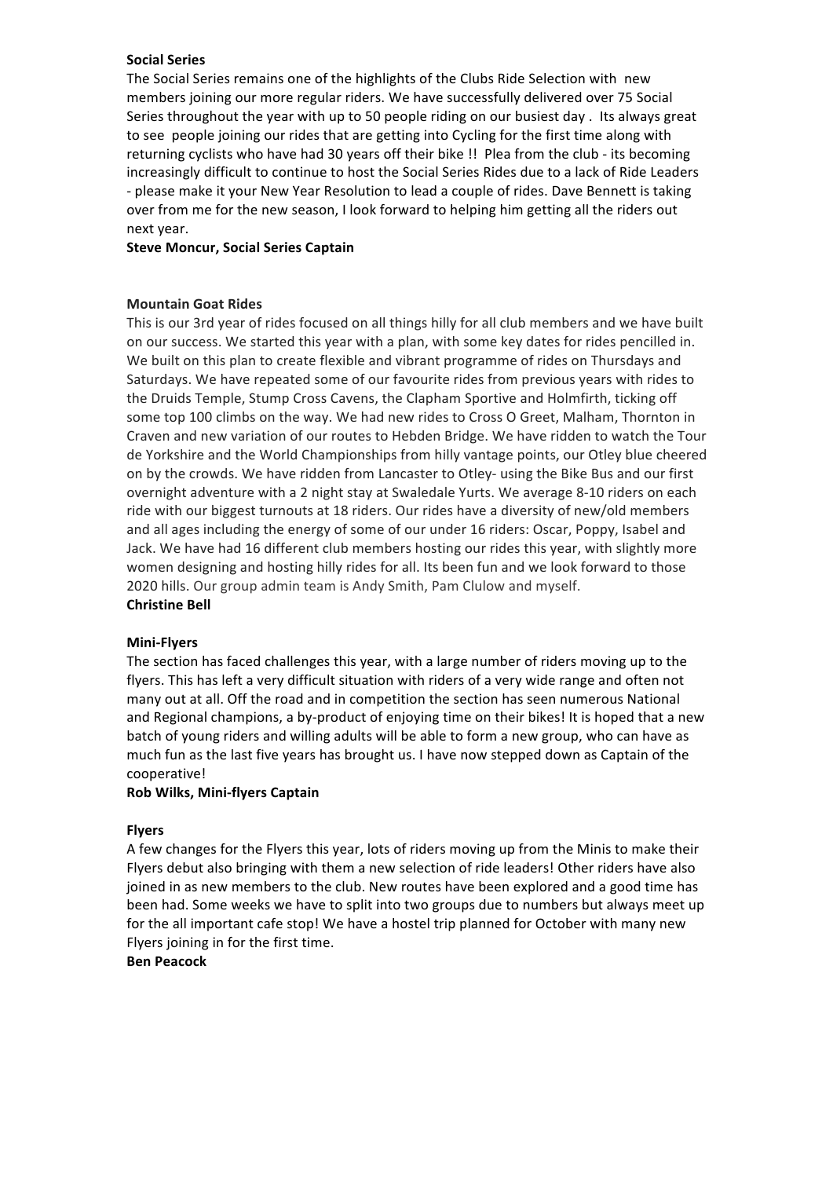**Social Series**

The Social Series remains one of the highlights of the Clubs Ride Selection with new members joining our more regular riders. We have successfully delivered over 75 Social Series throughout the year with up to 50 people riding on our busiest day . Its always great to see people joining our rides that are getting into Cycling for the first time along with returning cyclists who have had 30 years off their bike !! Plea from the club - its becoming increasingly difficult to continue to host the Social Series Rides due to a lack of Ride Leaders - please make it your New Year Resolution to lead a couple of rides. Dave Bennett is taking over from me for the new season, I look forward to helping him getting all the riders out next year.

**Steve Moncur, Social Series Captain**

**Mountain Goat Rides**

This is our 3rd year of rides focused on all things hilly for all club members and we have built on our success. We started this year with a plan, with some key dates for rides pencilled in. We built on this plan to create flexible and vibrant programme of rides on Thursdays and Saturdays. We have repeated some of our favourite rides from previous years with rides to the Druids Temple, Stump Cross Cavens, the Clapham Sportive and Holmfirth, ticking off some top 100 climbs on the way. We had new rides to Cross O Greet, Malham, Thornton in Craven and new variation of our routes to Hebden Bridge. We have ridden to watch the Tour de Yorkshire and the World Championships from hilly vantage points, our Otley blue cheered on by the crowds. We have ridden from Lancaster to Otley- using the Bike Bus and our first overnight adventure with a 2 night stay at Swaledale Yurts. We average 8-10 riders on each ride with our biggest turnouts at 18 riders. Our rides have a diversity of new/old members and all ages including the energy of some of our under 16 riders: Oscar, Poppy, Isabel and Jack. We have had 16 different club members hosting our rides this year, with slightly more women designing and hosting hilly rides for all. Its been fun and we look forward to those 2020 hills. Our group admin team is Andy Smith, Pam Clulow and myself.

**Christine Bell**

**Mini-Flyers**

The section has faced challenges this year, with a large number of riders moving up to the flyers. This has left a very difficult situation with riders of a very wide range and often not many out at all. Off the road and in competition the section has seen numerous National and Regional champions, a by-product of enjoying time on their bikes! It is hoped that a new batch of young riders and willing adults will be able to form a new group, who can have as much fun as the last five years has brought us. I have now stepped down as Captain of the cooperative!

**Rob Wilks, Mini-flyers Captain**

**Flyers**

A few changes for the Flyers this year, lots of riders moving up from the Minis to make their Flyers debut also bringing with them a new selection of ride leaders! Other riders have also joined in as new members to the club. New routes have been explored and a good time has been had. Some weeks we have to split into two groups due to numbers but always meet up for the all important cafe stop! We have a hostel trip planned for October with many new Flyers joining in for the first time.

**Ben Peacock**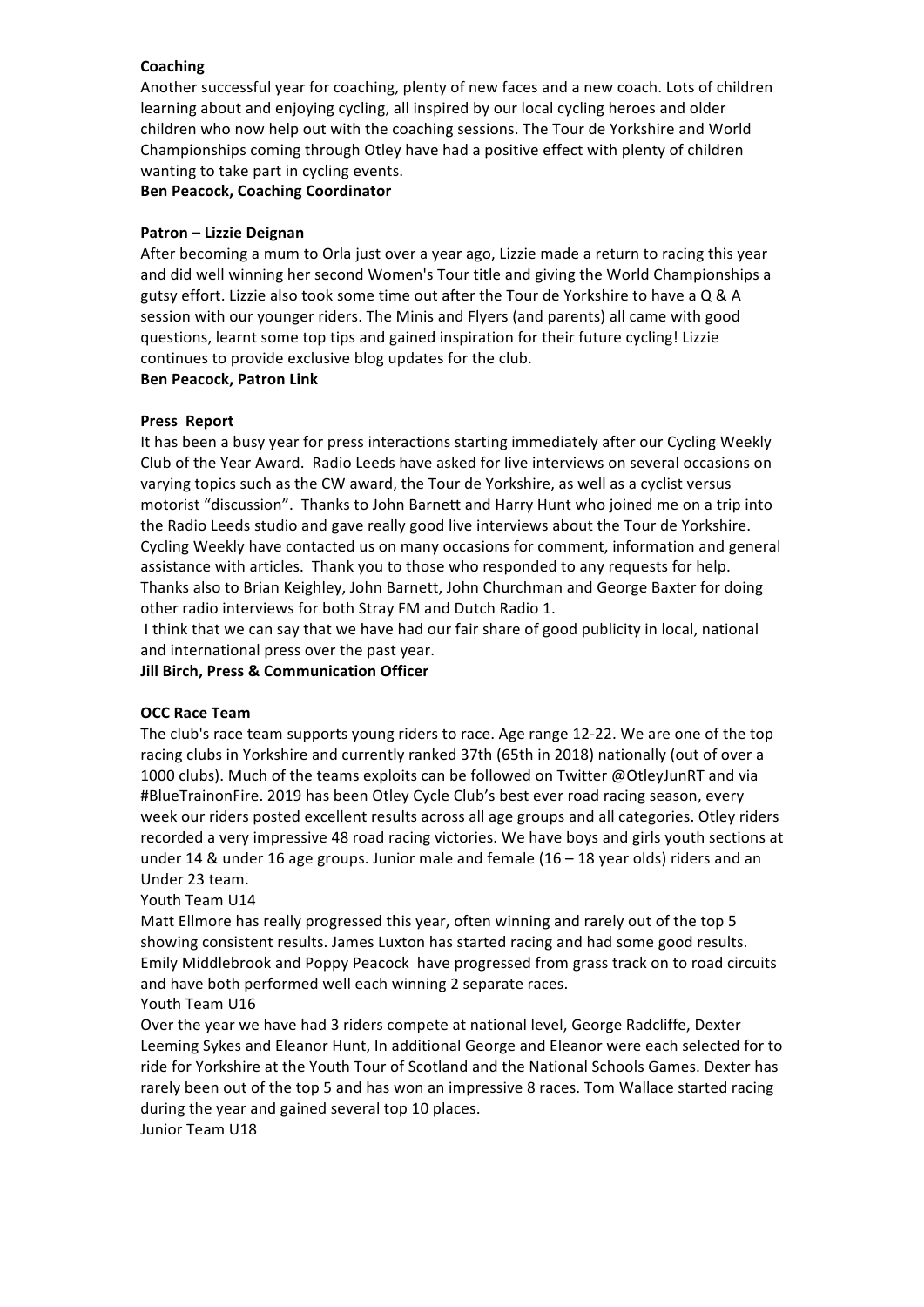**Coaching**

Another successful year for coaching, plenty of new faces and a new coach. Lots of children learning about and enjoying cycling, all inspired by our local cycling heroes and older children who now help out with the coaching sessions. The Tour de Yorkshire and World Championships coming through Otley have had a positive effect with plenty of children wanting to take part in cycling events.

**Ben Peacock, Coaching Coordinator**

**Patron – Lizzie Deignan**

After becoming a mum to Orla just over a year ago, Lizzie made a return to racing this year and did well winning her second Women's Tour title and giving the World Championships a gutsy effort. Lizzie also took some time out after the Tour de Yorkshire to have a Q & A session with our younger riders. The Minis and Flyers (and parents) all came with good questions, learnt some top tips and gained inspiration for their future cycling! Lizzie continues to provide exclusive blog updates for the club.

**Ben Peacock, Patron Link**

**Press Report**

It has been a busy year for press interactions starting immediately after our Cycling Weekly Club of the Year Award. Radio Leeds have asked for live interviews on several occasions on varying topics such as the CW award, the Tour de Yorkshire, as well as a cyclist versus motorist "discussion". Thanks to John Barnett and Harry Hunt who joined me on a trip into the Radio Leeds studio and gave really good live interviews about the Tour de Yorkshire. Cycling Weekly have contacted us on many occasions for comment, information and general assistance with articles. Thank you to those who responded to any requests for help. Thanks also to Brian Keighley, John Barnett, John Churchman and George Baxter for doing other radio interviews for both Stray FM and Dutch Radio 1.

I think that we can say that we have had our fair share of good publicity in local, national and international press over the past year.

**Jill Birch, Press & Communication Officer**

**OCC Race Team**

The club's race team supports young riders to race. Age range 12-22. We are one of the top racing clubs in Yorkshire and currently ranked 37th (65th in 2018) nationally (out of over a 1000 clubs). Much of the teams exploits can be followed on Twitter @OtleyJunRT and via #BlueTrainonFire. 2019 has been Otley Cycle Club's best ever road racing season, every week our riders posted excellent results across all age groups and all categories. Otley riders recorded a very impressive 48 road racing victories. We have boys and girls youth sections at under 14 & under 16 age groups. Junior male and female (16 – 18 year olds) riders and an Under 23 team.

Youth Team U14

Matt Ellmore has really progressed this year, often winning and rarely out of the top 5 showing consistent results. James Luxton has started racing and had some good results. Emily Middlebrook and Poppy Peacock have progressed from grass track on to road circuits and have both performed well each winning 2 separate races.

Youth Team U16

Over the year we have had 3 riders compete at national level, George Radcliffe, Dexter Leeming Sykes and Eleanor Hunt, In additional George and Eleanor were each selected for to ride for Yorkshire at the Youth Tour of Scotland and the National Schools Games. Dexter has rarely been out of the top 5 and has won an impressive 8 races. Tom Wallace started racing during the year and gained several top 10 places.

Junior Team U18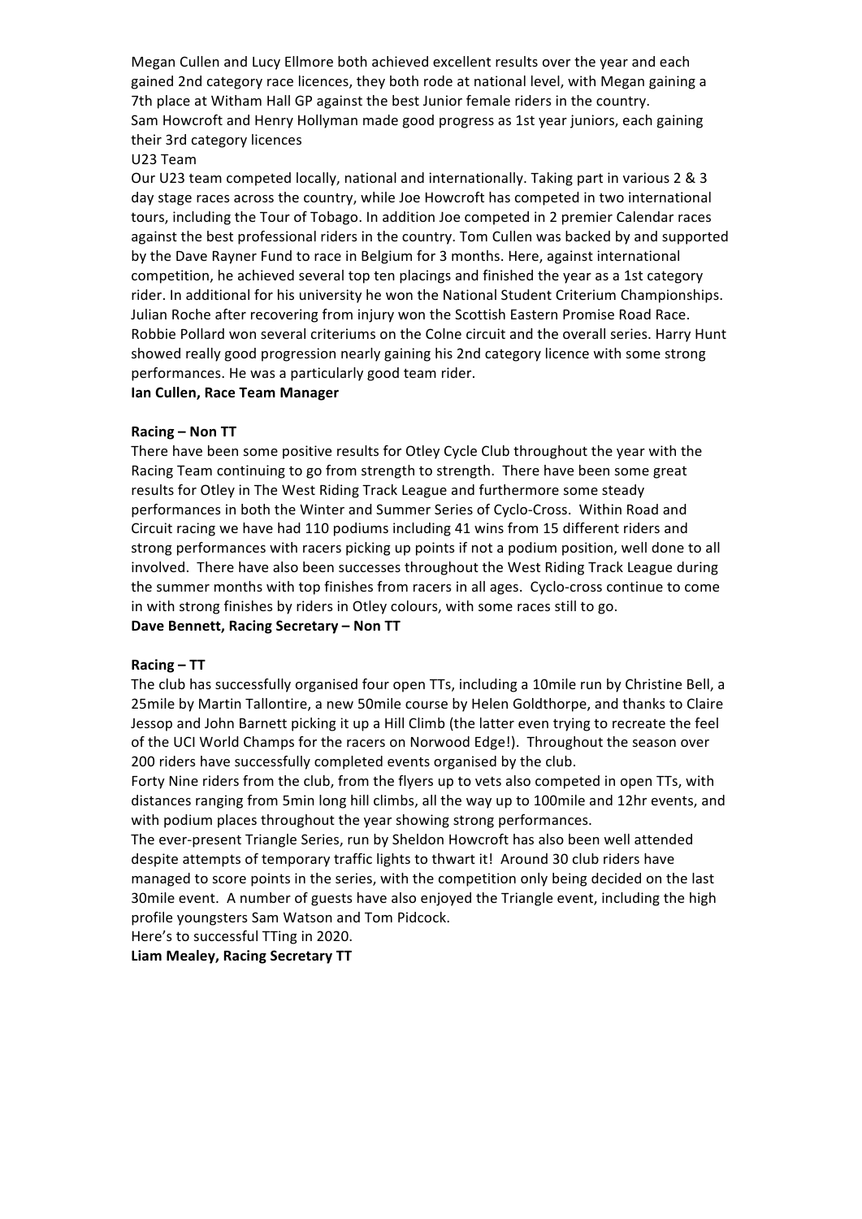Megan Cullen and Lucy Ellmore both achieved excellent results over the year and each gained 2nd category race licences, they both rode at national level, with Megan gaining a 7th place at Witham Hall GP against the best Junior female riders in the country.
Sam Howcroft and Henry Hollyman made good progress as 1st year juniors, each gaining their 3rd category licences

U23 Team

Our U23 team competed locally, national and internationally. Taking part in various 2 & 3 day stage races across the country, while Joe Howcroft has competed in two international tours, including the Tour of Tobago. In addition Joe competed in 2 premier Calendar races against the best professional riders in the country. Tom Cullen was backed by and supported by the Dave Rayner Fund to race in Belgium for 3 months. Here, against international competition, he achieved several top ten placings and finished the year as a 1st category rider. In additional for his university he won the National Student Criterium Championships. Julian Roche after recovering from injury won the Scottish Eastern Promise Road Race. Robbie Pollard won several criteriums on the Colne circuit and the overall series. Harry Hunt showed really good progression nearly gaining his 2nd category licence with some strong performances. He was a particularly good team rider.

**Ian Cullen, Race Team Manager**

**Racing – Non TT**

There have been some positive results for Otley Cycle Club throughout the year with the Racing Team continuing to go from strength to strength. There have been some great results for Otley in The West Riding Track League and furthermore some steady performances in both the Winter and Summer Series of Cyclo-Cross. Within Road and Circuit racing we have had 110 podiums including 41 wins from 15 different riders and strong performances with racers picking up points if not a podium position, well done to all involved. There have also been successes throughout the West Riding Track League during the summer months with top finishes from racers in all ages. Cyclo-cross continue to come in with strong finishes by riders in Otley colours, with some races still to go.

**Dave Bennett, Racing Secretary – Non TT**

**Racing – TT**

The club has successfully organised four open TTs, including a 10mile run by Christine Bell, a 25mile by Martin Tallontire, a new 50mile course by Helen Goldthorpe, and thanks to Claire Jessop and John Barnett picking it up a Hill Climb (the latter even trying to recreate the feel of the UCI World Champs for the racers on Norwood Edge!). Throughout the season over 200 riders have successfully completed events organised by the club.

Forty Nine riders from the club, from the flyers up to vets also competed in open TTs, with distances ranging from 5min long hill climbs, all the way up to 100mile and 12hr events, and with podium places throughout the year showing strong performances.

The ever-present Triangle Series, run by Sheldon Howcroft has also been well attended despite attempts of temporary traffic lights to thwart it! Around 30 club riders have managed to score points in the series, with the competition only being decided on the last 30mile event. A number of guests have also enjoyed the Triangle event, including the high profile youngsters Sam Watson and Tom Pidcock.

Here's to successful TTing in 2020.

**Liam Mealey, Racing Secretary TT**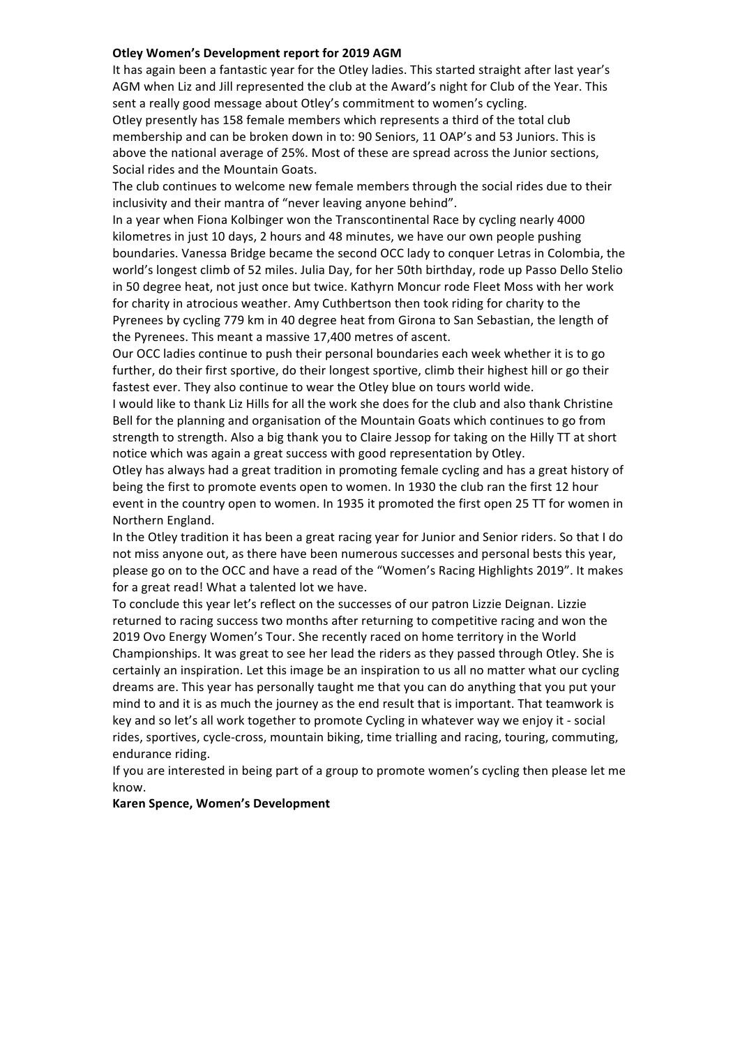**Otley Women's Development report for 2019 AGM**

It has again been a fantastic year for the Otley ladies. This started straight after last year's AGM when Liz and Jill represented the club at the Award's night for Club of the Year. This sent a really good message about Otley's commitment to women's cycling.

Otley presently has 158 female members which represents a third of the total club membership and can be broken down in to: 90 Seniors, 11 OAP's and 53 Juniors. This is above the national average of 25%. Most of these are spread across the Junior sections, Social rides and the Mountain Goats.

The club continues to welcome new female members through the social rides due to their inclusivity and their mantra of "never leaving anyone behind".

In a year when Fiona Kolbinger won the Transcontinental Race by cycling nearly 4000 kilometres in just 10 days, 2 hours and 48 minutes, we have our own people pushing boundaries. Vanessa Bridge became the second OCC lady to conquer Letras in Colombia, the world's longest climb of 52 miles. Julia Day, for her 50th birthday, rode up Passo Dello Stelio in 50 degree heat, not just once but twice. Kathyrn Moncur rode Fleet Moss with her work for charity in atrocious weather. Amy Cuthbertson then took riding for charity to the Pyrenees by cycling 779 km in 40 degree heat from Girona to San Sebastian, the length of the Pyrenees. This meant a massive 17,400 metres of ascent.

Our OCC ladies continue to push their personal boundaries each week whether it is to go further, do their first sportive, do their longest sportive, climb their highest hill or go their fastest ever. They also continue to wear the Otley blue on tours world wide.

I would like to thank Liz Hills for all the work she does for the club and also thank Christine Bell for the planning and organisation of the Mountain Goats which continues to go from strength to strength. Also a big thank you to Claire Jessop for taking on the Hilly TT at short notice which was again a great success with good representation by Otley.

Otley has always had a great tradition in promoting female cycling and has a great history of being the first to promote events open to women. In 1930 the club ran the first 12 hour event in the country open to women. In 1935 it promoted the first open 25 TT for women in Northern England.

In the Otley tradition it has been a great racing year for Junior and Senior riders. So that I do not miss anyone out, as there have been numerous successes and personal bests this year, please go on to the OCC and have a read of the "Women's Racing Highlights 2019". It makes for a great read! What a talented lot we have.

To conclude this year let's reflect on the successes of our patron Lizzie Deignan. Lizzie returned to racing success two months after returning to competitive racing and won the 2019 Ovo Energy Women's Tour. She recently raced on home territory in the World Championships. It was great to see her lead the riders as they passed through Otley. She is certainly an inspiration. Let this image be an inspiration to us all no matter what our cycling dreams are. This year has personally taught me that you can do anything that you put your mind to and it is as much the journey as the end result that is important. That teamwork is key and so let's all work together to promote Cycling in whatever way we enjoy it - social rides, sportives, cycle-cross, mountain biking, time trialling and racing, touring, commuting, endurance riding.

If you are interested in being part of a group to promote women's cycling then please let me know.

**Karen Spence, Women's Development**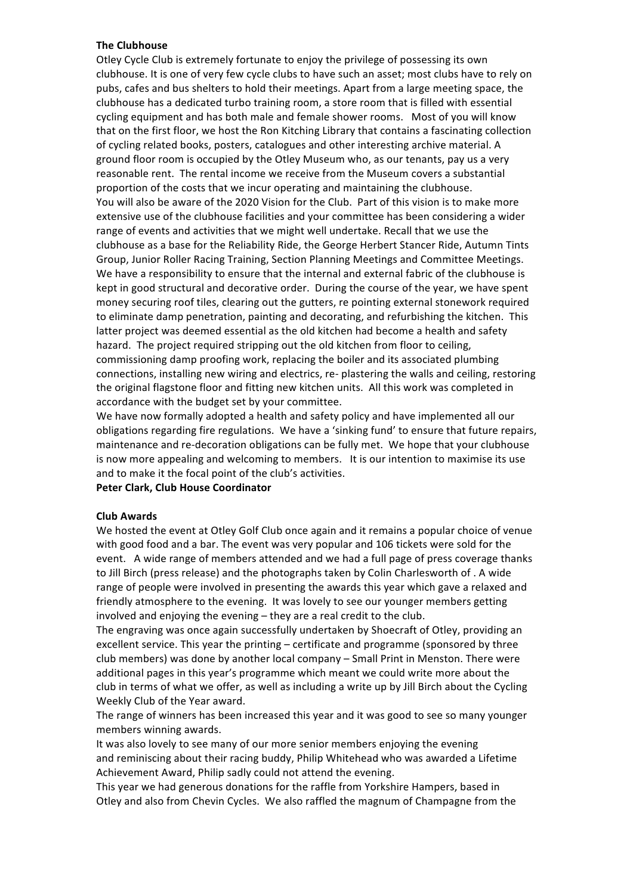**The Clubhouse**

Otley Cycle Club is extremely fortunate to enjoy the privilege of possessing its own clubhouse. It is one of very few cycle clubs to have such an asset; most clubs have to rely on pubs, cafes and bus shelters to hold their meetings. Apart from a large meeting space, the clubhouse has a dedicated turbo training room, a store room that is filled with essential cycling equipment and has both male and female shower rooms. Most of you will know that on the first floor, we host the Ron Kitching Library that contains a fascinating collection of cycling related books, posters, catalogues and other interesting archive material. A ground floor room is occupied by the Otley Museum who, as our tenants, pay us a very reasonable rent. The rental income we receive from the Museum covers a substantial proportion of the costs that we incur operating and maintaining the clubhouse.

You will also be aware of the 2020 Vision for the Club. Part of this vision is to make more extensive use of the clubhouse facilities and your committee has been considering a wider range of events and activities that we might well undertake. Recall that we use the clubhouse as a base for the Reliability Ride, the George Herbert Stancer Ride, Autumn Tints Group, Junior Roller Racing Training, Section Planning Meetings and Committee Meetings. We have a responsibility to ensure that the internal and external fabric of the clubhouse is kept in good structural and decorative order. During the course of the year, we have spent money securing roof tiles, clearing out the gutters, re pointing external stonework required to eliminate damp penetration, painting and decorating, and refurbishing the kitchen. This latter project was deemed essential as the old kitchen had become a health and safety hazard. The project required stripping out the old kitchen from floor to ceiling, commissioning damp proofing work, replacing the boiler and its associated plumbing connections, installing new wiring and electrics, re- plastering the walls and ceiling, restoring the original flagstone floor and fitting new kitchen units. All this work was completed in accordance with the budget set by your committee.

We have now formally adopted a health and safety policy and have implemented all our obligations regarding fire regulations. We have a 'sinking fund' to ensure that future repairs, maintenance and re-decoration obligations can be fully met. We hope that your clubhouse is now more appealing and welcoming to members. It is our intention to maximise its use and to make it the focal point of the club's activities.

**Peter Clark, Club House Coordinator**

**Club Awards**

We hosted the event at Otley Golf Club once again and it remains a popular choice of venue with good food and a bar. The event was very popular and 106 tickets were sold for the event. A wide range of members attended and we had a full page of press coverage thanks to Jill Birch (press release) and the photographs taken by Colin Charlesworth of . A wide range of people were involved in presenting the awards this year which gave a relaxed and friendly atmosphere to the evening. It was lovely to see our younger members getting involved and enjoying the evening – they are a real credit to the club.

The engraving was once again successfully undertaken by Shoecraft of Otley, providing an excellent service. This year the printing – certificate and programme (sponsored by three club members) was done by another local company – Small Print in Menston. There were additional pages in this year's programme which meant we could write more about the club in terms of what we offer, as well as including a write up by Jill Birch about the Cycling Weekly Club of the Year award.

The range of winners has been increased this year and it was good to see so many younger members winning awards.

It was also lovely to see many of our more senior members enjoying the evening and reminiscing about their racing buddy, Philip Whitehead who was awarded a Lifetime Achievement Award, Philip sadly could not attend the evening.

This year we had generous donations for the raffle from Yorkshire Hampers, based in Otley and also from Chevin Cycles. We also raffled the magnum of Champagne from the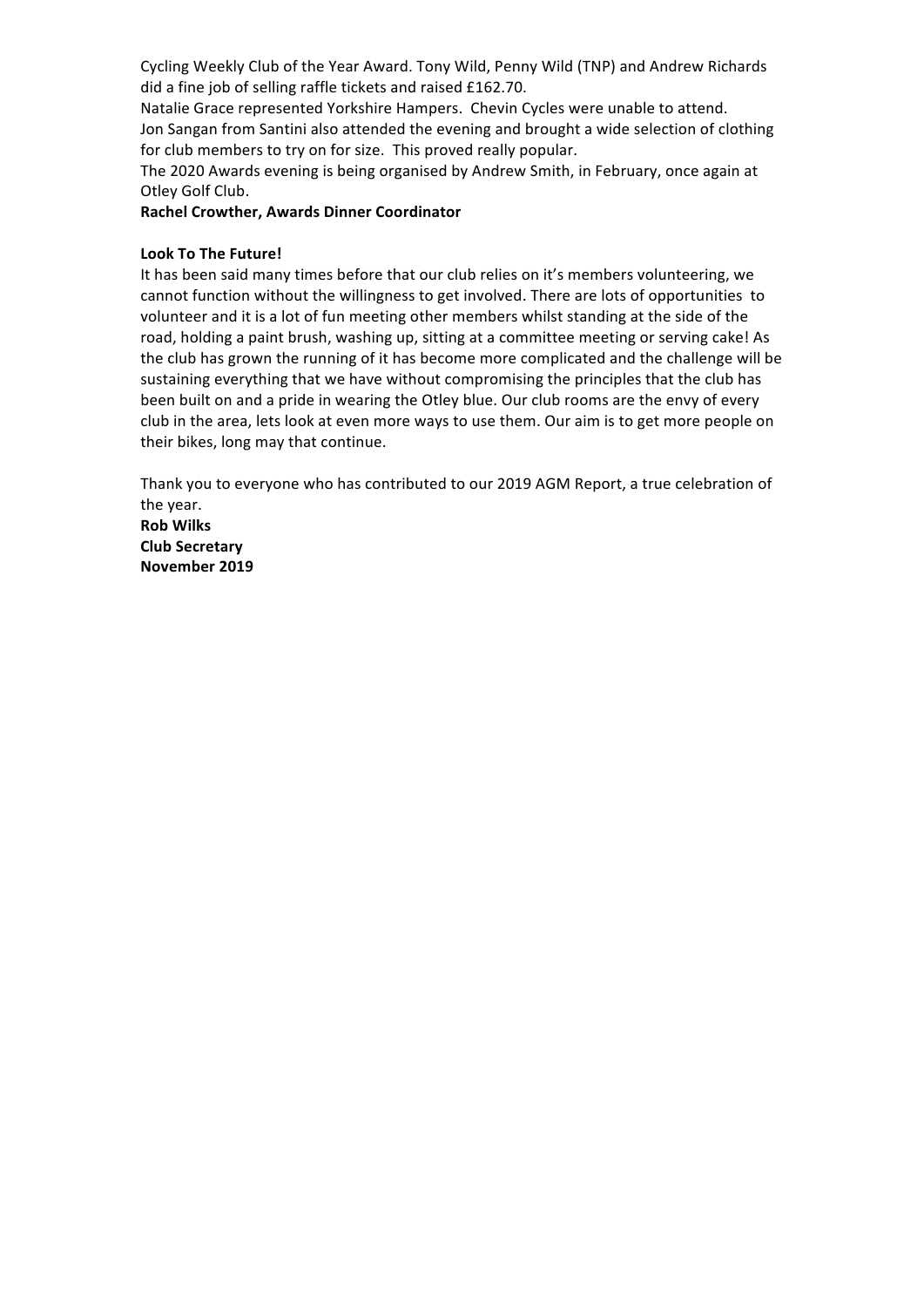Cycling Weekly Club of the Year Award. Tony Wild, Penny Wild (TNP) and Andrew Richards did a fine job of selling raffle tickets and raised £162.70.

Natalie Grace represented Yorkshire Hampers. Chevin Cycles were unable to attend.

Jon Sangan from Santini also attended the evening and brought a wide selection of clothing for club members to try on for size. This proved really popular.

The 2020 Awards evening is being organised by Andrew Smith, in February, once again at Otley Golf Club.

**Rachel Crowther, Awards Dinner Coordinator**

**Look To The Future!**

It has been said many times before that our club relies on it's members volunteering, we cannot function without the willingness to get involved. There are lots of opportunities to volunteer and it is a lot of fun meeting other members whilst standing at the side of the road, holding a paint brush, washing up, sitting at a committee meeting or serving cake! As the club has grown the running of it has become more complicated and the challenge will be sustaining everything that we have without compromising the principles that the club has been built on and a pride in wearing the Otley blue. Our club rooms are the envy of every club in the area, lets look at even more ways to use them. Our aim is to get more people on their bikes, long may that continue.

Thank you to everyone who has contributed to our 2019 AGM Report, a true celebration of the year.

**Rob Wilks**
**Club Secretary**
**November 2019**